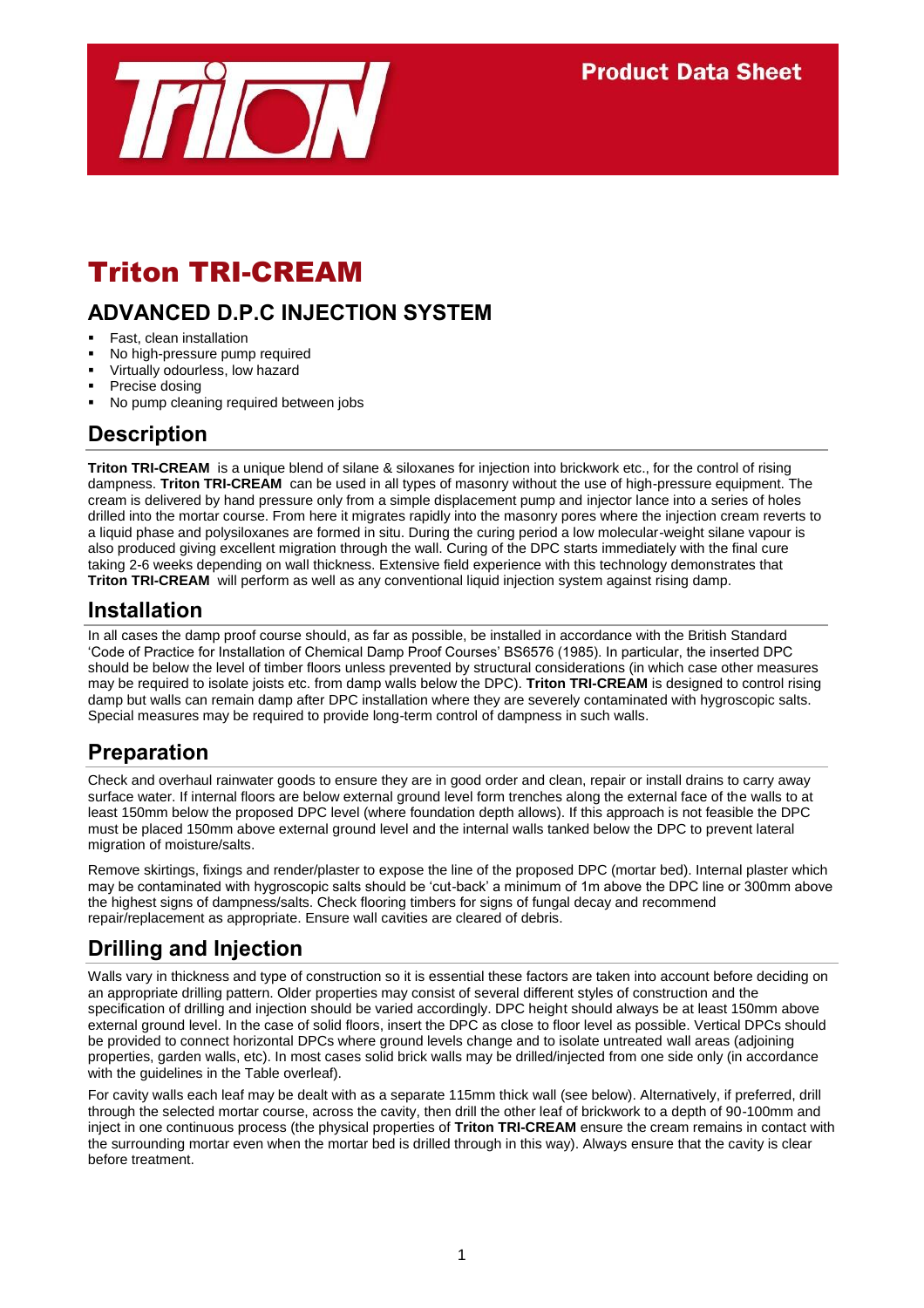Product Data Sheet

# Triton TRI-CREAM

## ADVANCED D.P.C INJECTION SYSTEM

- Fast, clean installation
- No high-pressure pump required
- Virtually odourless, low hazard
- Precise dosing
- No pump cleaning required between jobs

## Description

**Triton TRI-CREAM** is a unique blend of silane & siloxanes for injection into brickwork etc., for the control of rising dampness. **Triton TRI-CREAM** can be used in all types of masonry without the use of high-pressure equipment. The cream is delivered by hand pressure only from a simple displacement pump and injector lance into a series of holes drilled into the mortar course. From here it migrates rapidly into the masonry pores where the injection cream reverts to a liquid phase and polysiloxanes are formed in situ. During the curing period a low molecular-weight silane vapour is also produced giving excellent migration through the wall. Curing of the DPC starts immediately with the final cure taking 2-6 weeks depending on wall thickness. Extensive field experience with this technology demonstrates that **Triton TRI-CREAM** will perform as well as any conventional liquid injection system against rising damp.

## Installation

In all cases the damp proof course should, as far as possible, be installed in accordance with the British Standard 'Code of Practice for Installation of Chemical Damp Proof Courses' BS6576 (1985). In particular, the inserted DPC should be below the level of timber floors unless prevented by structural considerations (in which case other measures may be required to isolate joists etc. from damp walls below the DPC). **Triton TRI-CREAM** is designed to control rising damp but walls can remain damp after DPC installation where they are severely contaminated with hygroscopic salts. Special measures may be required to provide long-term control of dampness in such walls.

## Preparation

Check and overhaul rainwater goods to ensure they are in good order and clean, repair or install drains to carry away surface water. If internal floors are below external ground level form trenches along the external face of the walls to at least 150mm below the proposed DPC level (where foundation depth allows). If this approach is not feasible the DPC must be placed 150mm above external ground level and the internal walls tanked below the DPC to prevent lateral migration of moisture/salts.

Remove skirtings, fixings and render/plaster to expose the line of the proposed DPC (mortar bed). Internal plaster which may be contaminated with hygroscopic salts should be 'cut-back' a minimum of 1m above the DPC line or 300mm above the highest signs of dampness/salts. Check flooring timbers for signs of fungal decay and recommend repair/replacement as appropriate. Ensure wall cavities are cleared of debris.

## Drilling and Injection

Walls vary in thickness and type of construction so it is essential these factors are taken into account before deciding on an appropriate drilling pattern. Older properties may consist of several different styles of construction and the specification of drilling and injection should be varied accordingly. DPC height should always be at least 150mm above external ground level. In the case of solid floors, insert the DPC as close to floor level as possible. Vertical DPCs should be provided to connect horizontal DPCs where ground levels change and to isolate untreated wall areas (adjoining properties, garden walls, etc). In most cases solid brick walls may be drilled/injected from one side only (in accordance with the guidelines in the Table overleaf).

For cavity walls each leaf may be dealt with as a separate 115mm thick wall (see below). Alternatively, if preferred, drill through the selected mortar course, across the cavity, then drill the other leaf of brickwork to a depth of 90-100mm and inject in one continuous process (the physical properties of **Triton TRI-CREAM** ensure the cream remains in contact with the surrounding mortar even when the mortar bed is drilled through in this way). Always ensure that the cavity is clear before treatment.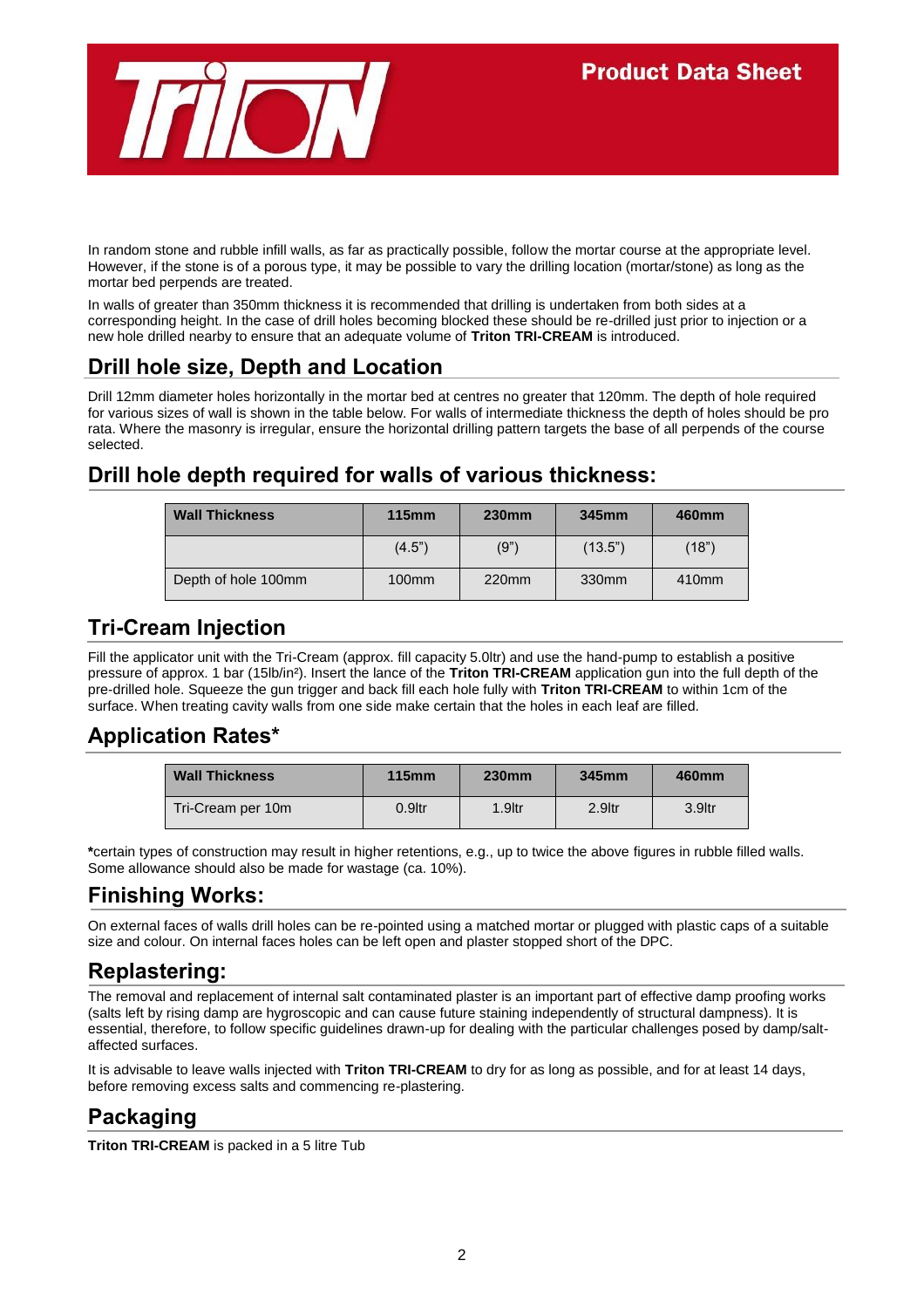In random stone and rubble infill walls, as far as practically possible, follow the mortar course at the appropriate level. However, if the stone is of a porous type, it may be possible to vary the drilling location (mortar/stone) as long as the mortar bed perpends are treated.

In walls of greater than 350mm thickness it is recommended that drilling is undertaken from both sides at a corresponding height. In the case of drill holes becoming blocked these should be re-drilled just prior to injection or a new hole drilled nearby to ensure that an adequate volume of **Triton TRI-CREAM** is introduced.

## Drill hole size, Depth and Location

Drill 12mm diameter holes horizontally in the mortar bed at centres no greater that 120mm. The depth of hole required for various sizes of wall is shown in the table below. For walls of intermediate thickness the depth of holes should be pro rata. Where the masonry is irregular, ensure the horizontal drilling pattern targets the base of all perpends of the course selected.

## Drill hole depth required for walls of various thickness:

| Wall Thickness | 115mm | 230mm | 345mm | 460mm |
|---|---|---|---|---|
| | (4.5") | (9") | (13.5") | (18") |
| Depth of hole 100mm | 100mm | 220mm | 330mm | 410mm |

## Tri-Cream Injection

Fill the applicator unit with the Tri-Cream (approx. fill capacity 5.0ltr) and use the hand-pump to establish a positive pressure of approx. 1 bar (15lb/in²). Insert the lance of the **Triton TRI-CREAM** application gun into the full depth of the pre-drilled hole. Squeeze the gun trigger and back fill each hole fully with **Triton TRI-CREAM** to within 1cm of the surface. When treating cavity walls from one side make certain that the holes in each leaf are filled.

## Application Rates*

| Wall Thickness | 115mm | 230mm | 345mm | 460mm |
|---|---|---|---|---|
| Tri-Cream per 10m | 0.9ltr | 1.9ltr | 2.9ltr | 3.9ltr |

**\***certain types of construction may result in higher retentions, e.g., up to twice the above figures in rubble filled walls. Some allowance should also be made for wastage (ca. 10%).

## Finishing Works:

On external faces of walls drill holes can be re-pointed using a matched mortar or plugged with plastic caps of a suitable size and colour. On internal faces holes can be left open and plaster stopped short of the DPC.

## Replastering:

The removal and replacement of internal salt contaminated plaster is an important part of effective damp proofing works (salts left by rising damp are hygroscopic and can cause future staining independently of structural dampness). It is essential, therefore, to follow specific guidelines drawn-up for dealing with the particular challenges posed by damp/salt-affected surfaces.

It is advisable to leave walls injected with **Triton TRI-CREAM** to dry for as long as possible, and for at least 14 days, before removing excess salts and commencing re-plastering.

## Packaging

**Triton TRI-CREAM** is packed in a 5 litre Tub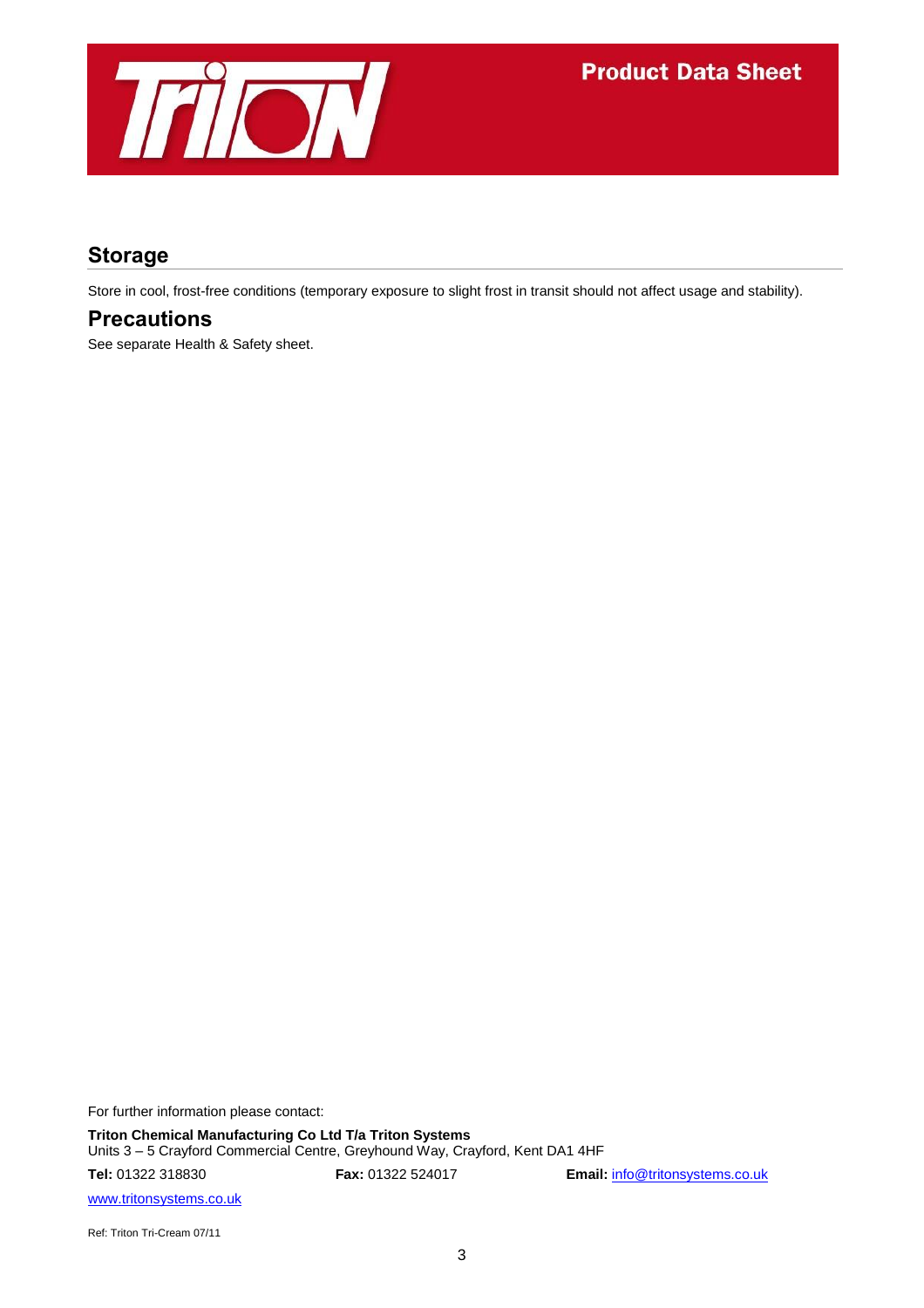## Storage

Store in cool, frost-free conditions (temporary exposure to slight frost in transit should not affect usage and stability).

## Precautions

See separate Health & Safety sheet.

For further information please contact:

**Triton Chemical Manufacturing Co Ltd T/a Triton Systems**
Units 3 – 5 Crayford Commercial Centre, Greyhound Way, Crayford, Kent DA1 4HF

**Tel:** 01322 318830 **Fax:** 01322 524017 **Email:** info@tritonsystems.co.uk

www.tritonsystems.co.uk

Ref: Triton Tri-Cream 07/11